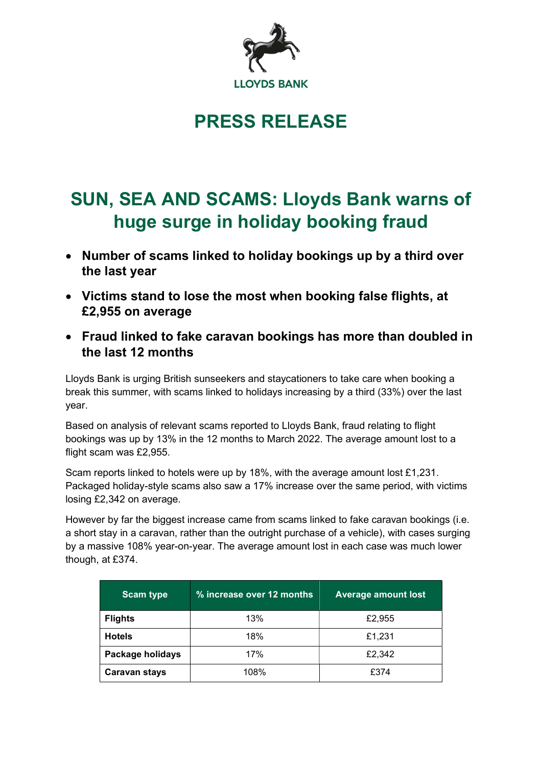LLOYDS BANK

# PRESS RELEASE

## SUN, SEA AND SCAMS: Lloyds Bank warns of huge surge in holiday booking fraud

- **Number of scams linked to holiday bookings up by a third over the last year**
- **Victims stand to lose the most when booking false flights, at £2,955 on average**
- **Fraud linked to fake caravan bookings has more than doubled in the last 12 months**

Lloyds Bank is urging British sunseekers and staycationers to take care when booking a break this summer, with scams linked to holidays increasing by a third (33%) over the last year.

Based on analysis of relevant scams reported to Lloyds Bank, fraud relating to flight bookings was up by 13% in the 12 months to March 2022. The average amount lost to a flight scam was £2,955.

Scam reports linked to hotels were up by 18%, with the average amount lost £1,231. Packaged holiday-style scams also saw a 17% increase over the same period, with victims losing £2,342 on average.

However by far the biggest increase came from scams linked to fake caravan bookings (i.e. a short stay in a caravan, rather than the outright purchase of a vehicle), with cases surging by a massive 108% year-on-year. The average amount lost in each case was much lower though, at £374.

| Scam type | % increase over 12 months | Average amount lost |
| --- | --- | --- |
| **Flights** | 13% | £2,955 |
| **Hotels** | 18% | £1,231 |
| **Package holidays** | 17% | £2,342 |
| **Caravan stays** | 108% | £374 |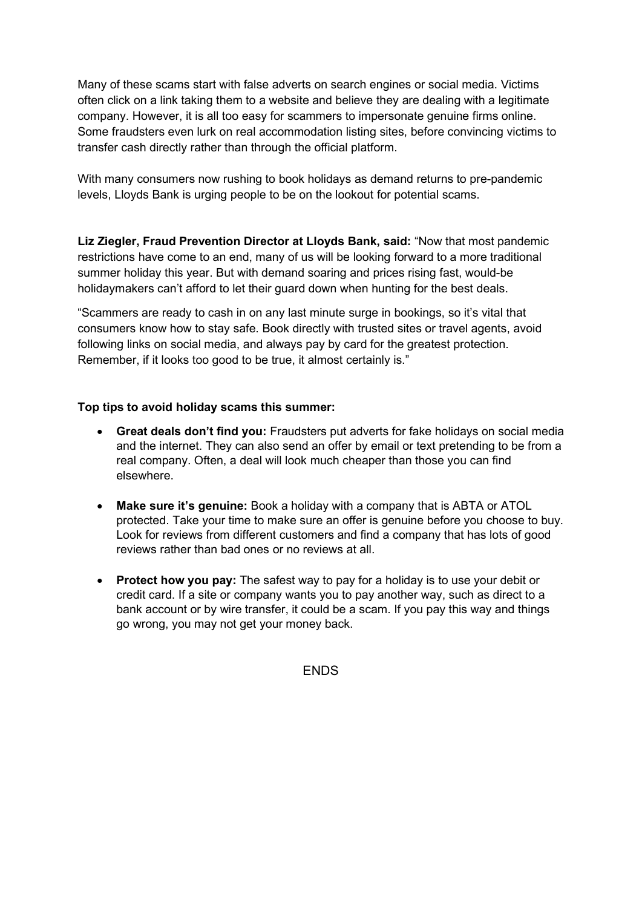Many of these scams start with false adverts on search engines or social media. Victims often click on a link taking them to a website and believe they are dealing with a legitimate company. However, it is all too easy for scammers to impersonate genuine firms online. Some fraudsters even lurk on real accommodation listing sites, before convincing victims to transfer cash directly rather than through the official platform.

With many consumers now rushing to book holidays as demand returns to pre-pandemic levels, Lloyds Bank is urging people to be on the lookout for potential scams.

**Liz Ziegler, Fraud Prevention Director at Lloyds Bank, said:** "Now that most pandemic restrictions have come to an end, many of us will be looking forward to a more traditional summer holiday this year. But with demand soaring and prices rising fast, would-be holidaymakers can't afford to let their guard down when hunting for the best deals.

"Scammers are ready to cash in on any last minute surge in bookings, so it's vital that consumers know how to stay safe. Book directly with trusted sites or travel agents, avoid following links on social media, and always pay by card for the greatest protection. Remember, if it looks too good to be true, it almost certainly is."

**Top tips to avoid holiday scams this summer:**

- **Great deals don't find you:** Fraudsters put adverts for fake holidays on social media and the internet. They can also send an offer by email or text pretending to be from a real company. Often, a deal will look much cheaper than those you can find elsewhere.

- **Make sure it's genuine:** Book a holiday with a company that is ABTA or ATOL protected. Take your time to make sure an offer is genuine before you choose to buy. Look for reviews from different customers and find a company that has lots of good reviews rather than bad ones or no reviews at all.

- **Protect how you pay:** The safest way to pay for a holiday is to use your debit or credit card. If a site or company wants you to pay another way, such as direct to a bank account or by wire transfer, it could be a scam. If you pay this way and things go wrong, you may not get your money back.

ENDS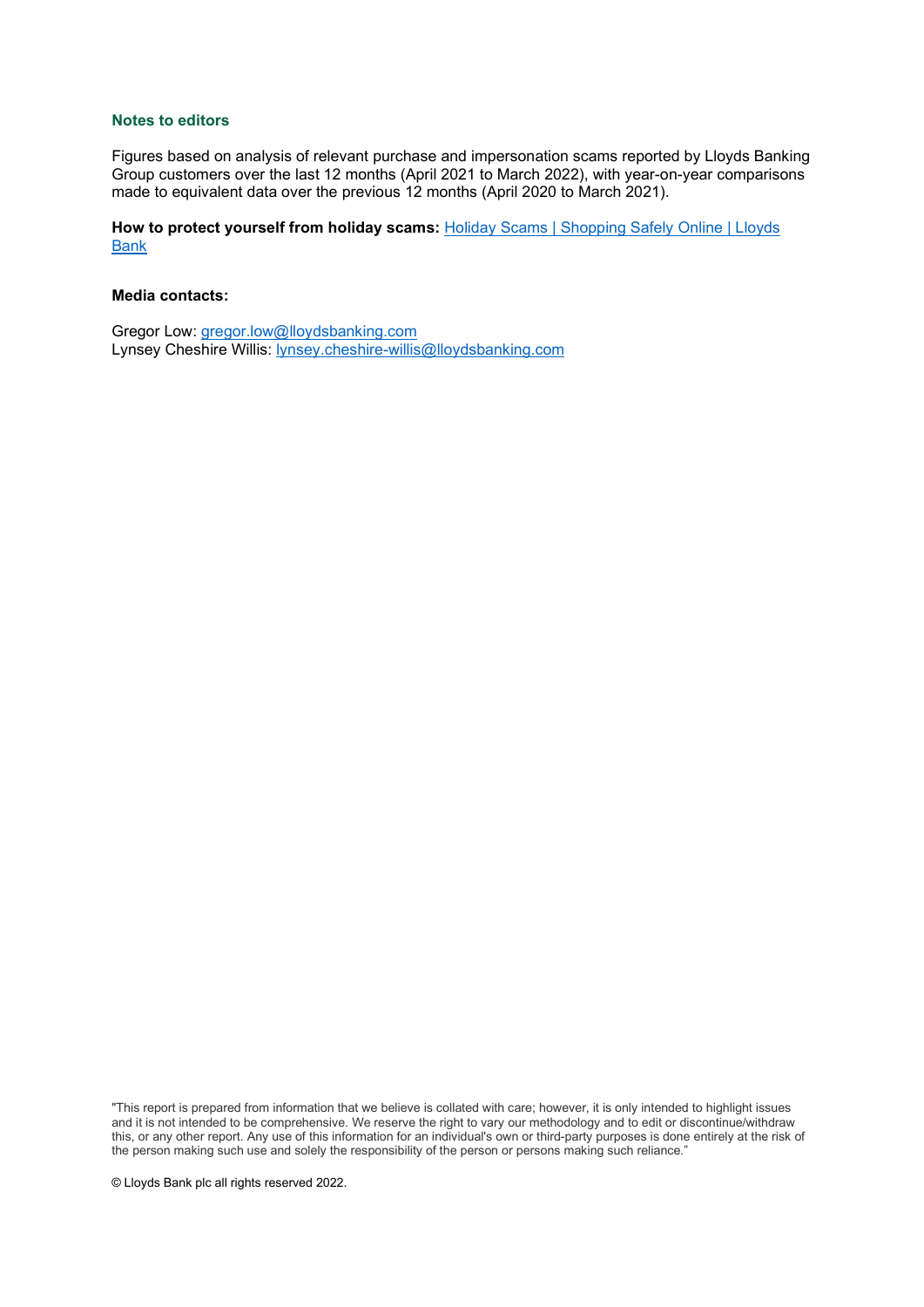### Notes to editors

Figures based on analysis of relevant purchase and impersonation scams reported by Lloyds Banking Group customers over the last 12 months (April 2021 to March 2022), with year-on-year comparisons made to equivalent data over the previous 12 months (April 2020 to March 2021).

**How to protect yourself from holiday scams:** [Holiday Scams | Shopping Safely Online | Lloyds Bank]

**Media contacts:**

Gregor Low: gregor.low@lloydsbanking.com
Lynsey Cheshire Willis: lynsey.cheshire-willis@lloydsbanking.com

"This report is prepared from information that we believe is collated with care; however, it is only intended to highlight issues and it is not intended to be comprehensive. We reserve the right to vary our methodology and to edit or discontinue/withdraw this, or any other report. Any use of this information for an individual's own or third-party purposes is done entirely at the risk of the person making such use and solely the responsibility of the person or persons making such reliance."

© Lloyds Bank plc all rights reserved 2022.